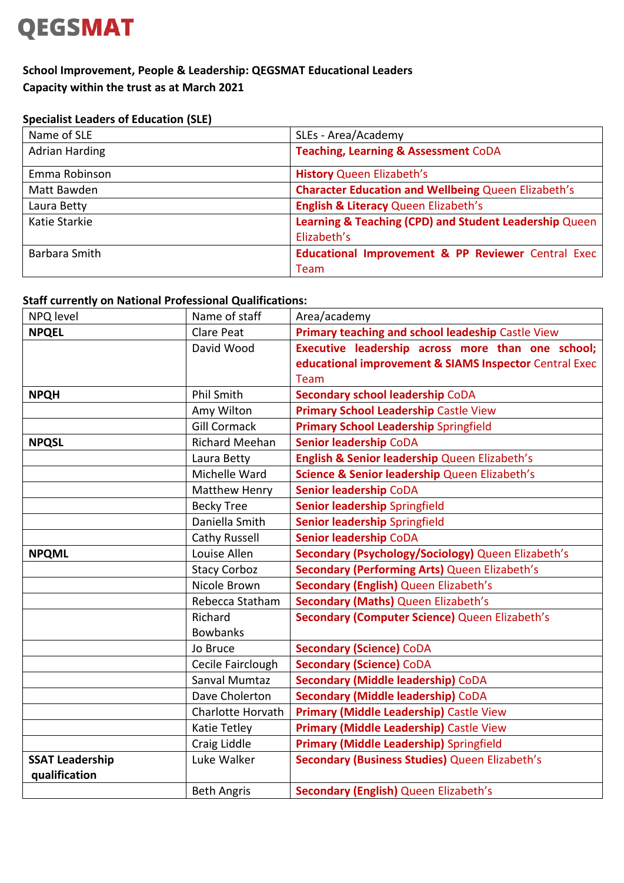# QEGSMAT

**School Improvement, People & Leadership: QEGSMAT Educational Leaders**
**Capacity within the trust as at March 2021**

**Specialist Leaders of Education (SLE)**

| Name of SLE | SLEs - Area/Academy |
|---|---|
| Adrian Harding | **Teaching, Learning & Assessment** CoDA |
| Emma Robinson | **History** Queen Elizabeth's |
| Matt Bawden | **Character Education and Wellbeing** Queen Elizabeth's |
| Laura Betty | **English & Literacy** Queen Elizabeth's |
| Katie Starkie | **Learning & Teaching (CPD) and Student Leadership** Queen Elizabeth's |
| Barbara Smith | **Educational Improvement & PP Reviewer** Central Exec Team |

**Staff currently on National Professional Qualifications:**

| NPQ level | Name of staff | Area/academy |
|---|---|---|
| **NPQEL** | Clare Peat | **Primary teaching and school leadeship** Castle View |
| | David Wood | **Executive leadership across more than one school; educational improvement & SIAMS Inspector** Central Exec Team |
| **NPQH** | Phil Smith | **Secondary school leadership** CoDA |
| | Amy Wilton | **Primary School Leadership** Castle View |
| | Gill Cormack | **Primary School Leadership** Springfield |
| **NPQSL** | Richard Meehan | **Senior leadership** CoDA |
| | Laura Betty | **English & Senior leadership** Queen Elizabeth's |
| | Michelle Ward | **Science & Senior leadership** Queen Elizabeth's |
| | Matthew Henry | **Senior leadership** CoDA |
| | Becky Tree | **Senior leadership** Springfield |
| | Daniella Smith | **Senior leadership** Springfield |
| | Cathy Russell | **Senior leadership** CoDA |
| **NPQML** | Louise Allen | **Secondary (Psychology/Sociology)** Queen Elizabeth's |
| | Stacy Corboz | **Secondary (Performing Arts)** Queen Elizabeth's |
| | Nicole Brown | **Secondary (English)** Queen Elizabeth's |
| | Rebecca Statham | **Secondary (Maths)** Queen Elizabeth's |
| | Richard Bowbanks | **Secondary (Computer Science)** Queen Elizabeth's |
| | Jo Bruce | **Secondary (Science)** CoDA |
| | Cecile Fairclough | **Secondary (Science)** CoDA |
| | Sanval Mumtaz | **Secondary (Middle leadership)** CoDA |
| | Dave Cholerton | **Secondary (Middle leadership)** CoDA |
| | Charlotte Horvath | **Primary (Middle Leadership)** Castle View |
| | Katie Tetley | **Primary (Middle Leadership)** Castle View |
| | Craig Liddle | **Primary (Middle Leadership)** Springfield |
| **SSAT Leadership qualification** | Luke Walker | **Secondary (Business Studies)** Queen Elizabeth's |
| | Beth Angris | **Secondary (English)** Queen Elizabeth's |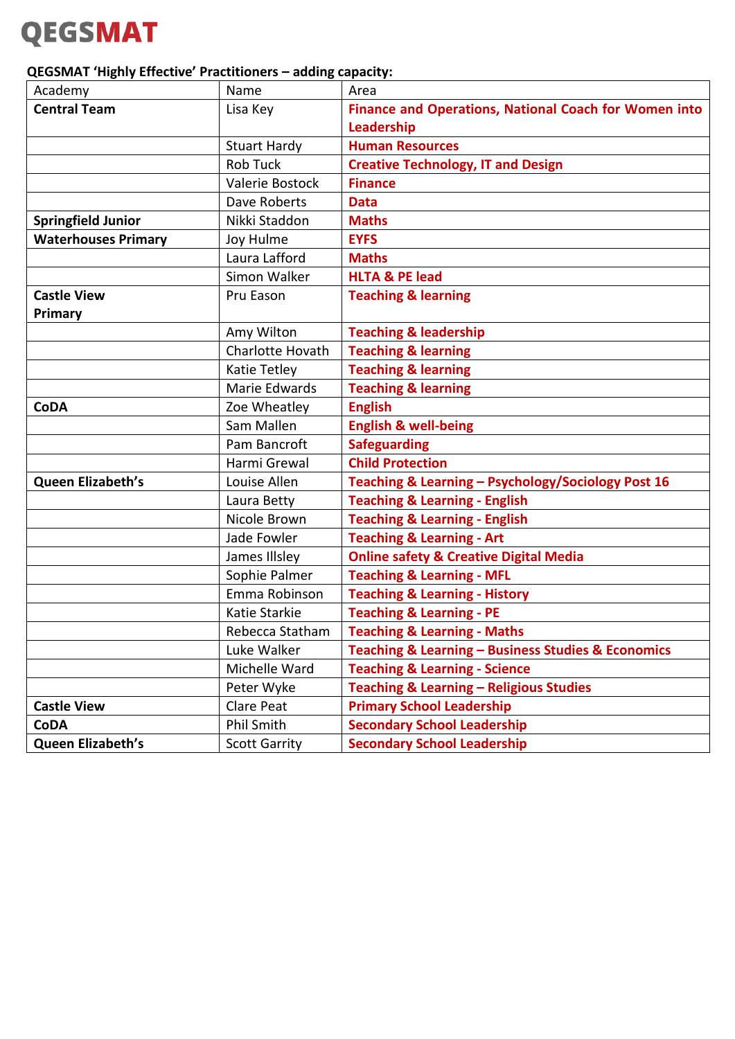# QEGSMAT

**QEGSMAT 'Highly Effective' Practitioners – adding capacity:**

| Academy | Name | Area |
|---|---|---|
| **Central Team** | Lisa Key | **Finance and Operations, National Coach for Women into Leadership** |
| | Stuart Hardy | **Human Resources** |
| | Rob Tuck | **Creative Technology, IT and Design** |
| | Valerie Bostock | **Finance** |
| | Dave Roberts | **Data** |
| **Springfield Junior** | Nikki Staddon | **Maths** |
| **Waterhouses Primary** | Joy Hulme | **EYFS** |
| | Laura Lafford | **Maths** |
| | Simon Walker | **HLTA & PE lead** |
| **Castle View Primary** | Pru Eason | **Teaching & learning** |
| | Amy Wilton | **Teaching & leadership** |
| | Charlotte Hovath | **Teaching & learning** |
| | Katie Tetley | **Teaching & learning** |
| | Marie Edwards | **Teaching & learning** |
| **CoDA** | Zoe Wheatley | **English** |
| | Sam Mallen | **English & well-being** |
| | Pam Bancroft | **Safeguarding** |
| | Harmi Grewal | **Child Protection** |
| **Queen Elizabeth's** | Louise Allen | **Teaching & Learning – Psychology/Sociology Post 16** |
| | Laura Betty | **Teaching & Learning - English** |
| | Nicole Brown | **Teaching & Learning - English** |
| | Jade Fowler | **Teaching & Learning - Art** |
| | James Illsley | **Online safety & Creative Digital Media** |
| | Sophie Palmer | **Teaching & Learning - MFL** |
| | Emma Robinson | **Teaching & Learning - History** |
| | Katie Starkie | **Teaching & Learning - PE** |
| | Rebecca Statham | **Teaching & Learning - Maths** |
| | Luke Walker | **Teaching & Learning – Business Studies & Economics** |
| | Michelle Ward | **Teaching & Learning - Science** |
| | Peter Wyke | **Teaching & Learning – Religious Studies** |
| **Castle View** | Clare Peat | **Primary School Leadership** |
| **CoDA** | Phil Smith | **Secondary School Leadership** |
| **Queen Elizabeth's** | Scott Garrity | **Secondary School Leadership** |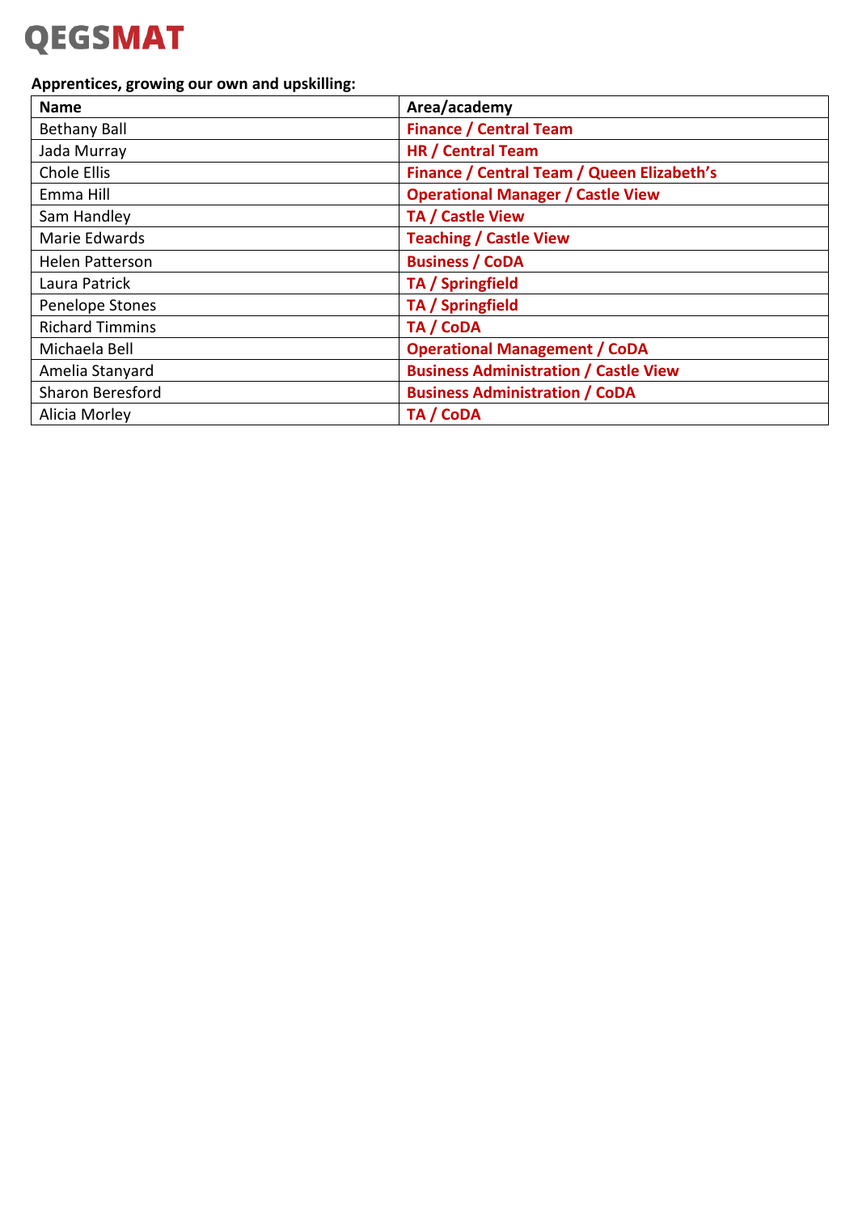**QEGSMAT**

**Apprentices, growing our own and upskilling:**

| **Name** | **Area/academy** |
|---|---|
| Bethany Ball | **Finance / Central Team** |
| Jada Murray | **HR / Central Team** |
| Chole Ellis | **Finance / Central Team / Queen Elizabeth's** |
| Emma Hill | **Operational Manager / Castle View** |
| Sam Handley | **TA / Castle View** |
| Marie Edwards | **Teaching / Castle View** |
| Helen Patterson | **Business / CoDA** |
| Laura Patrick | **TA / Springfield** |
| Penelope Stones | **TA / Springfield** |
| Richard Timmins | **TA / CoDA** |
| Michaela Bell | **Operational Management / CoDA** |
| Amelia Stanyard | **Business Administration / Castle View** |
| Sharon Beresford | **Business Administration / CoDA** |
| Alicia Morley | **TA / CoDA** |